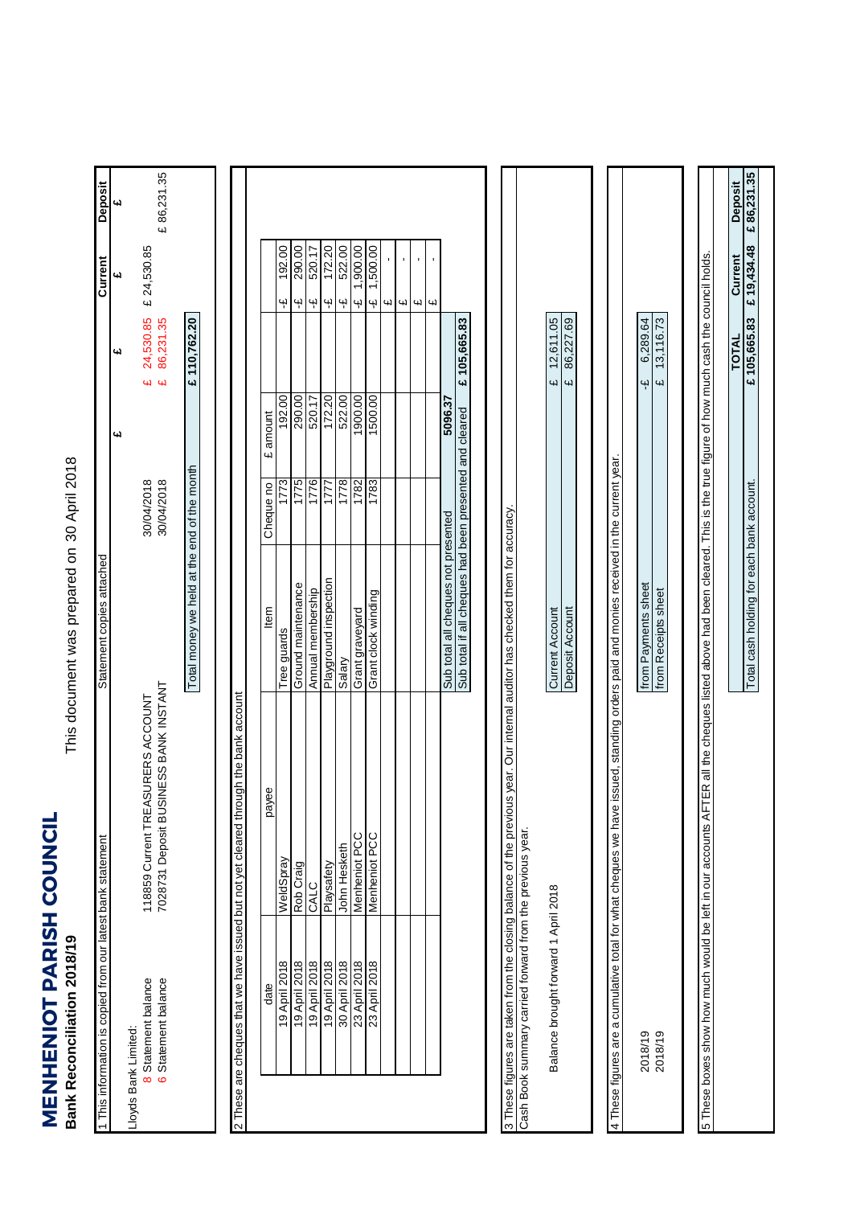# MENHENIOT PARISH COUNCIL

**Bank Reconciliation 2018/19**

This document was prepared on 30 April 2018

## 1 This information is copied from our latest bank statement

| | | Statement copies attached | £ | £ | Current £ | Deposit £ |
|---|---|---|---|---|---|---|
| Lloyds Bank Limited: | | | | | | |
| 8 Statement balance | 118859 Current TREASURERS ACCOUNT | 30/04/2018 | | £ 24,530.85 | £ 24,530.85 | |
| 6 Statement balance | 7028731 Deposit BUSINESS BANK INSTANT | 30/04/2018 | | £ 86,231.35 | | £ 86,231.35 |
| | | Total money we held at the end of the month | | £ 110,762.20 | | |

## 2 These are cheques that we have issued but not yet cleared through the bank account

| date | payee | Item | Cheque no | £ amount | | |
|---|---|---|---|---|---|---|
| 19 April 2018 | WeldSpray | Tree guards | 1773 | 192.00 | | -£ 192.00 |
| 19 April 2018 | Rob Craig | Ground maintenance | 1775 | 290.00 | | -£ 290.00 |
| 19 April 2018 | CALC | Annual membership | 1776 | 520.17 | | -£ 520.17 |
| 19 April 2018 | Playsafety | Playground inspection | 1777 | 172.20 | | -£ 172.20 |
| 30 April 2018 | John Hesketh | Salary | 1778 | 522.00 | | -£ 522.00 |
| 23 April 2018 | Menheniot PCC | Grant graveyard | 1782 | 1900.00 | | -£ 1,900.00 |
| 23 April 2018 | Menheniot PCC | Grant clock winding | 1783 | 1500.00 | | -£ 1,500.00 |
| | | | | | | £ - |
| | | | | | | £ - |
| | | | | | | £ - |
| | | | | | | £ - |
| | | Sub total all cheques not presented | | 5096.37 | | |
| | | Sub total if all cheques had been presented and cleared | | | £ 105,665.83 | |

## 3 These figures are taken from the closing balance of the previous year. Our internal auditor has checked them for accuracy.

Cash Book summary carried forward from the previous year.

| | | |
|---|---|---|
| Balance brought forward 1 April 2018 | Current Account | £ 12,611.05 |
| | Deposit Account | £ 86,227.69 |

## 4 These figures are a cumulative total for what cheques we have issued, standing orders paid and monies received in the current year.

| | | |
|---|---|---|
| 2018/19 | from Payments sheet | -£ 6,289.64 |
| 2018/19 | from Receipts sheet | £ 13,116.73 |

## 5 These boxes show how much would be left in our accounts AFTER all the cheques listed above had been cleared. This is the true figure of how much cash the council holds.

| | TOTAL | Current | Deposit |
|---|---|---|---|
| Total cash holding for each bank account. | £ 105,665.83 | £ 19,434.48 | £ 86,231.35 |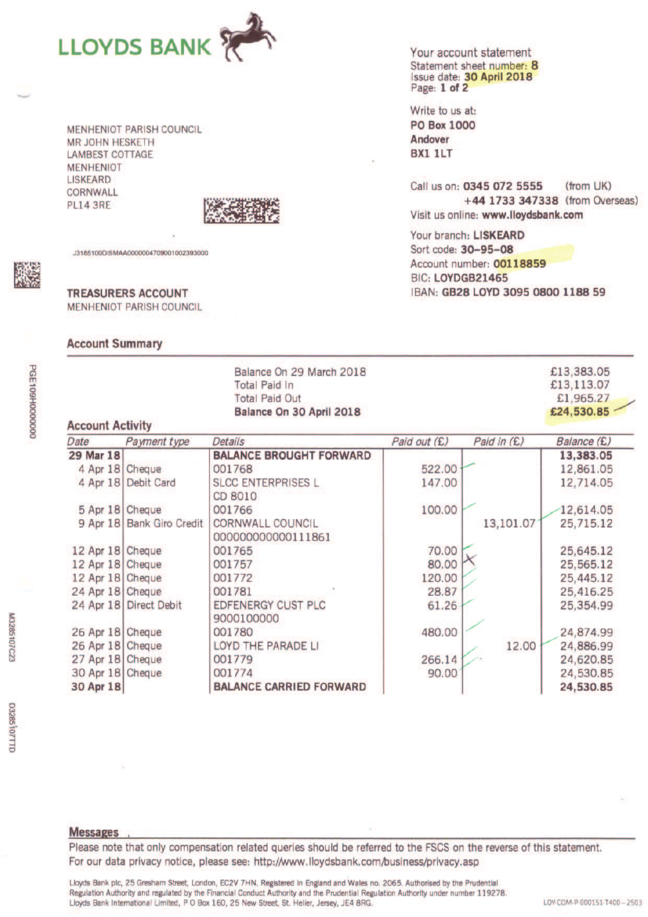# LLOYDS BANK

**Your account statement**
Statement sheet number: **8**
Issue date: **30 April 2018**
Page: **1 of 2**

Write to us at:
**PO Box 1000**
**Andover**
**BX1 1LT**

Call us on: **0345 072 5555** (from UK)
**+44 1733 347338** (from Overseas)
Visit us online: **www.lloydsbank.com**

Your branch: **LISKEARD**
Sort code: **30-95-08**
Account number: **00118859**
BIC: **LOYDGB21465**
IBAN: **GB28 LOYD 3095 0800 1188 59**

MENHENIOT PARISH COUNCIL
MR JOHN HESKETH
LAMBEST COTTAGE
MENHENIOT
LISKEARD
CORNWALL
PL14 3RE

J3185100DISMAA000000470900100239300​0

**TREASURERS ACCOUNT**
MENHENIOT PARISH COUNCIL

## Account Summary

| | |
|---|---|
| Balance On 29 March 2018 | £13,383.05 |
| Total Paid In | £13,113.07 |
| Total Paid Out | £1,965.27 |
| **Balance On 30 April 2018** | **£24,530.85** |

## Account Activity

| *Date* | *Payment type* | *Details* | *Paid out (£)* | *Paid in (£)* | *Balance (£)* |
|---|---|---|---|---|---|
| **29 Mar 18** | | **BALANCE BROUGHT FORWARD** | | | **13,383.05** |
| 4 Apr 18 | Cheque | 001768 | 522.00 | | 12,861.05 |
| 4 Apr 18 | Debit Card | SLCC ENTERPRISES L CD 8010 | 147.00 | | 12,714.05 |
| 5 Apr 18 | Cheque | 001766 | 100.00 | | 12,614.05 |
| 9 Apr 18 | Bank Giro Credit | CORNWALL COUNCIL 000000000000111861 | | 13,101.07 | 25,715.12 |
| 12 Apr 18 | Cheque | 001765 | 70.00 | | 25,645.12 |
| 12 Apr 18 | Cheque | 001757 | 80.00 | | 25,565.12 |
| 12 Apr 18 | Cheque | 001772 | 120.00 | | 25,445.12 |
| 24 Apr 18 | Cheque | 001781 | 28.87 | | 25,416.25 |
| 24 Apr 18 | Direct Debit | EDFENERGY CUST PLC 9000100000 | 61.26 | | 25,354.99 |
| 26 Apr 18 | Cheque | 001780 | 480.00 | | 24,874.99 |
| 26 Apr 18 | Cheque | LOYD THE PARADE LI | | 12.00 | 24,886.99 |
| 27 Apr 18 | Cheque | 001779 | 266.14 | | 24,620.85 |
| 30 Apr 18 | Cheque | 001774 | 90.00 | | 24,530.85 |
| **30 Apr 18** | | **BALANCE CARRIED FORWARD** | | | **24,530.85** |

## Messages

Please note that only compensation related queries should be referred to the FSCS on the reverse of this statement.
For our data privacy notice, please see: http://www.lloydsbank.com/business/privacy.asp

Lloyds Bank plc, 25 Gresham Street, London, EC2V 7HN. Registered in England and Wales no. 2065. Authorised by the Prudential Regulation Authority and regulated by the Financial Conduct Authority and the Prudential Regulation Authority under number 119278.
Lloyds Bank International Limited, P O Box 160, 25 New Street, St. Helier, Jersey, JE4 8RG.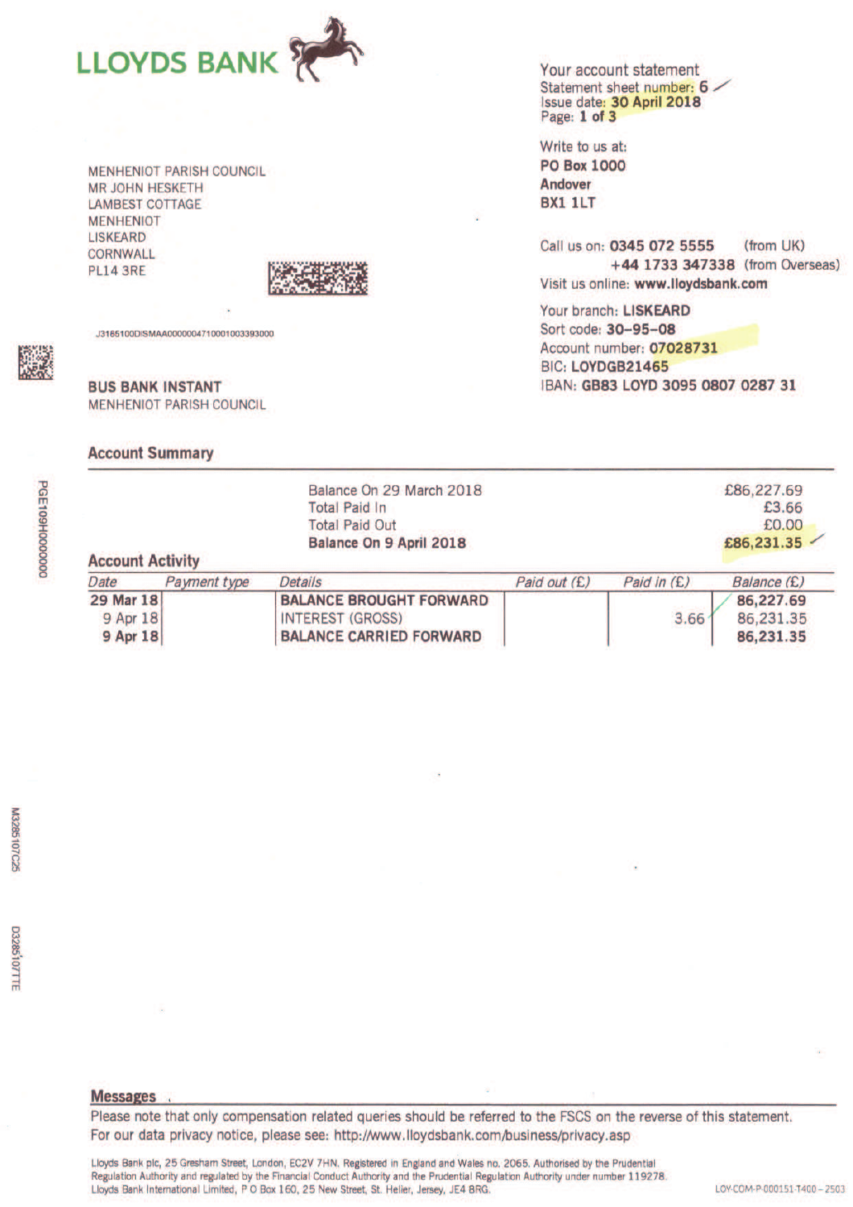# LLOYDS BANK

## Your account statement

Statement sheet number: 6
Issue date: 30 April 2018
Page: 1 of 3

Write to us at:
**PO Box 1000**
**Andover**
**BX1 1LT**

Call us on: **0345 072 5555** (from UK)
**+44 1733 347338** (from Overseas)
Visit us online: **www.lloydsbank.com**

Your branch: **LISKEARD**
Sort code: **30-95-08**
Account number: **07028731**
BIC: **LOYDGB21465**
IBAN: **GB83 LOYD 3095 0807 0287 31**

MENHENIOT PARISH COUNCIL
MR JOHN HESKETH
LAMBEST COTTAGE
MENHENIOT
LISKEARD
CORNWALL
PL14 3RE

J3185100DISMAA0000004710001003393000

**BUS BANK INSTANT**
MENHENIOT PARISH COUNCIL

## Account Summary

| | |
|---|---|
| Balance On 29 March 2018 | £86,227.69 |
| Total Paid In | £3.66 |
| Total Paid Out | £0.00 |
| **Balance On 9 April 2018** | **£86,231.35** |

## Account Activity

| *Date* | *Payment type* | *Details* | *Paid out (£)* | *Paid in (£)* | *Balance (£)* |
|---|---|---|---|---|---|
| **29 Mar 18** | | **BALANCE BROUGHT FORWARD** | | | **86,227.69** |
| 9 Apr 18 | | INTEREST (GROSS) | | 3.66 | 86,231.35 |
| **9 Apr 18** | | **BALANCE CARRIED FORWARD** | | | **86,231.35** |

## Messages

Please note that only compensation related queries should be referred to the FSCS on the reverse of this statement.
For our data privacy notice, please see: http://www.lloydsbank.com/business/privacy.asp

Lloyds Bank plc, 25 Gresham Street, London, EC2V 7HN. Registered in England and Wales no. 2065. Authorised by the Prudential Regulation Authority and regulated by the Financial Conduct Authority and the Prudential Regulation Authority under number 119278.
Lloyds Bank International Limited, P O Box 160, 25 New Street, St. Helier, Jersey, JE4 8RG.

LOY-COM-P-000151-T400 – 2503